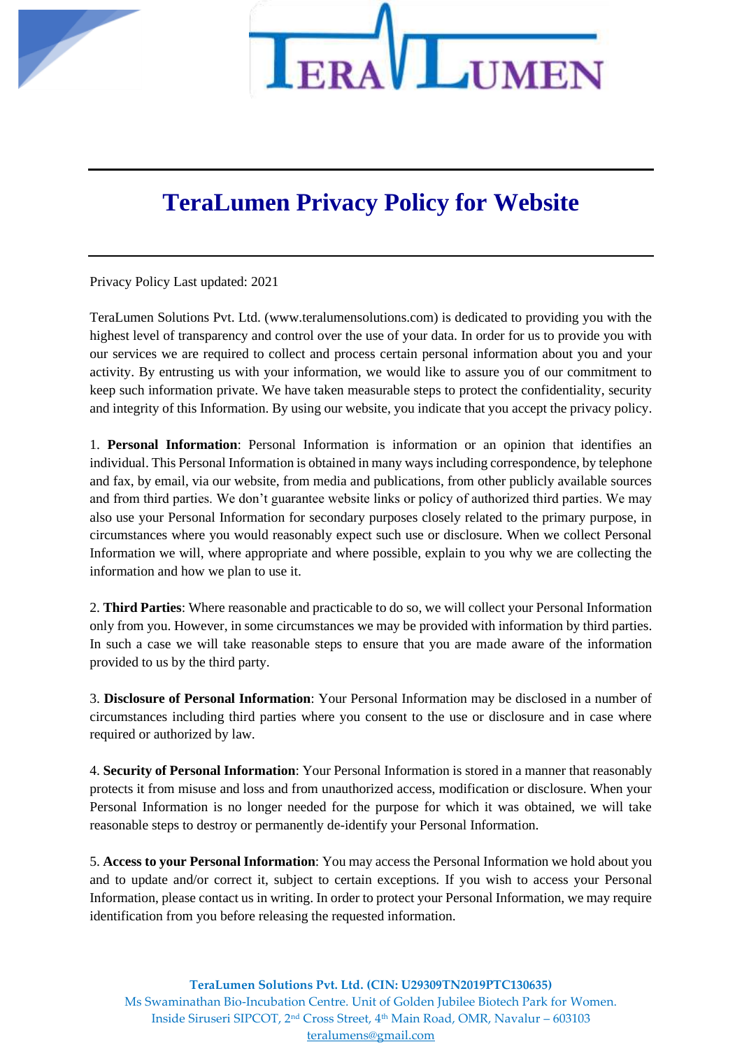# TeraLumen Privacy Policy for Website

Privacy Policy Last updated: 2021

TeraLumen Solutions Pvt. Ltd. (www.teralumensolutions.com) is dedicated to providing you with the highest level of transparency and control over the use of your data. In order for us to provide you with our services we are required to collect and process certain personal information about you and your activity. By entrusting us with your information, we would like to assure you of our commitment to keep such information private. We have taken measurable steps to protect the confidentiality, security and integrity of this Information. By using our website, you indicate that you accept the privacy policy.

1. **Personal Information**: Personal Information is information or an opinion that identifies an individual. This Personal Information is obtained in many ways including correspondence, by telephone and fax, by email, via our website, from media and publications, from other publicly available sources and from third parties. We don't guarantee website links or policy of authorized third parties. We may also use your Personal Information for secondary purposes closely related to the primary purpose, in circumstances where you would reasonably expect such use or disclosure. When we collect Personal Information we will, where appropriate and where possible, explain to you why we are collecting the information and how we plan to use it.

2. **Third Parties**: Where reasonable and practicable to do so, we will collect your Personal Information only from you. However, in some circumstances we may be provided with information by third parties. In such a case we will take reasonable steps to ensure that you are made aware of the information provided to us by the third party.

3. **Disclosure of Personal Information**: Your Personal Information may be disclosed in a number of circumstances including third parties where you consent to the use or disclosure and in case where required or authorized by law.

4. **Security of Personal Information**: Your Personal Information is stored in a manner that reasonably protects it from misuse and loss and from unauthorized access, modification or disclosure. When your Personal Information is no longer needed for the purpose for which it was obtained, we will take reasonable steps to destroy or permanently de-identify your Personal Information.

5. **Access to your Personal Information**: You may access the Personal Information we hold about you and to update and/or correct it, subject to certain exceptions. If you wish to access your Personal Information, please contact us in writing. In order to protect your Personal Information, we may require identification from you before releasing the requested information.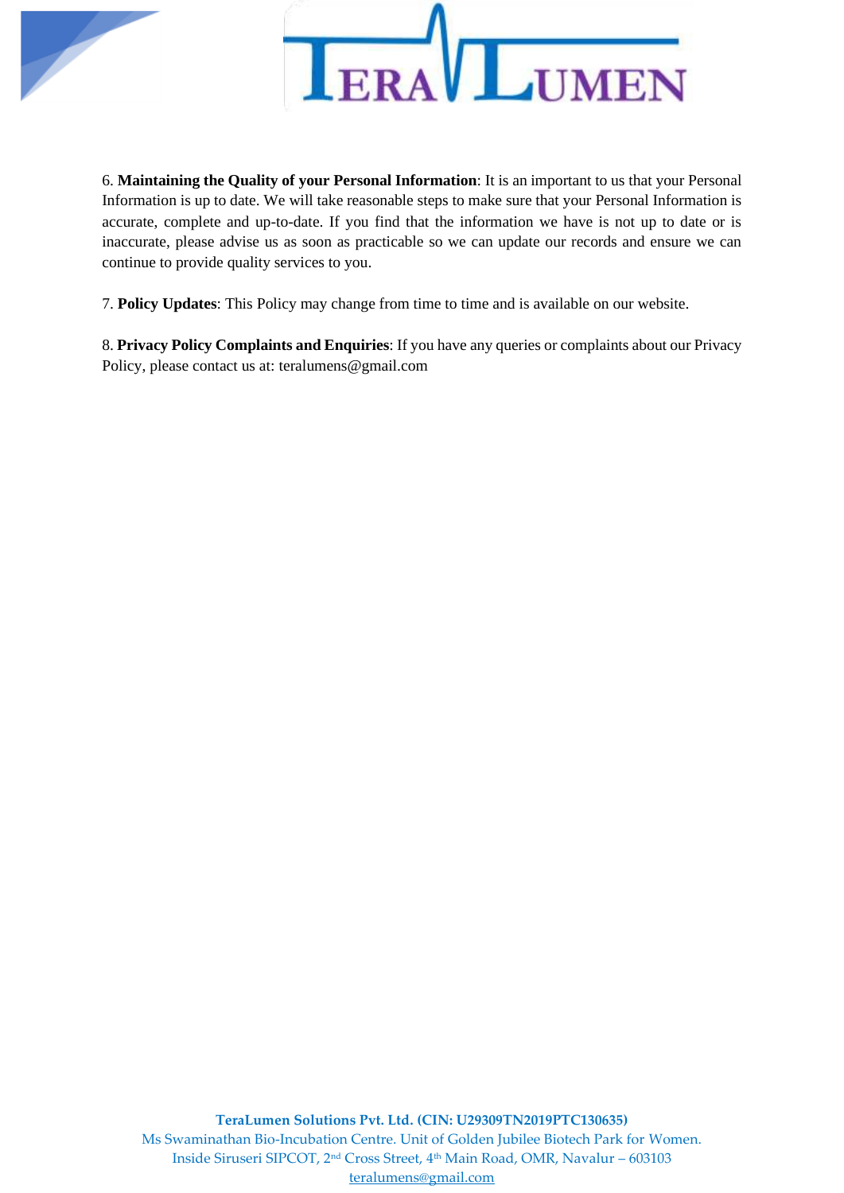6. **Maintaining the Quality of your Personal Information**: It is an important to us that your Personal Information is up to date. We will take reasonable steps to make sure that your Personal Information is accurate, complete and up-to-date. If you find that the information we have is not up to date or is inaccurate, please advise us as soon as practicable so we can update our records and ensure we can continue to provide quality services to you.

7. **Policy Updates**: This Policy may change from time to time and is available on our website.

8. **Privacy Policy Complaints and Enquiries**: If you have any queries or complaints about our Privacy Policy, please contact us at: teralumens@gmail.com